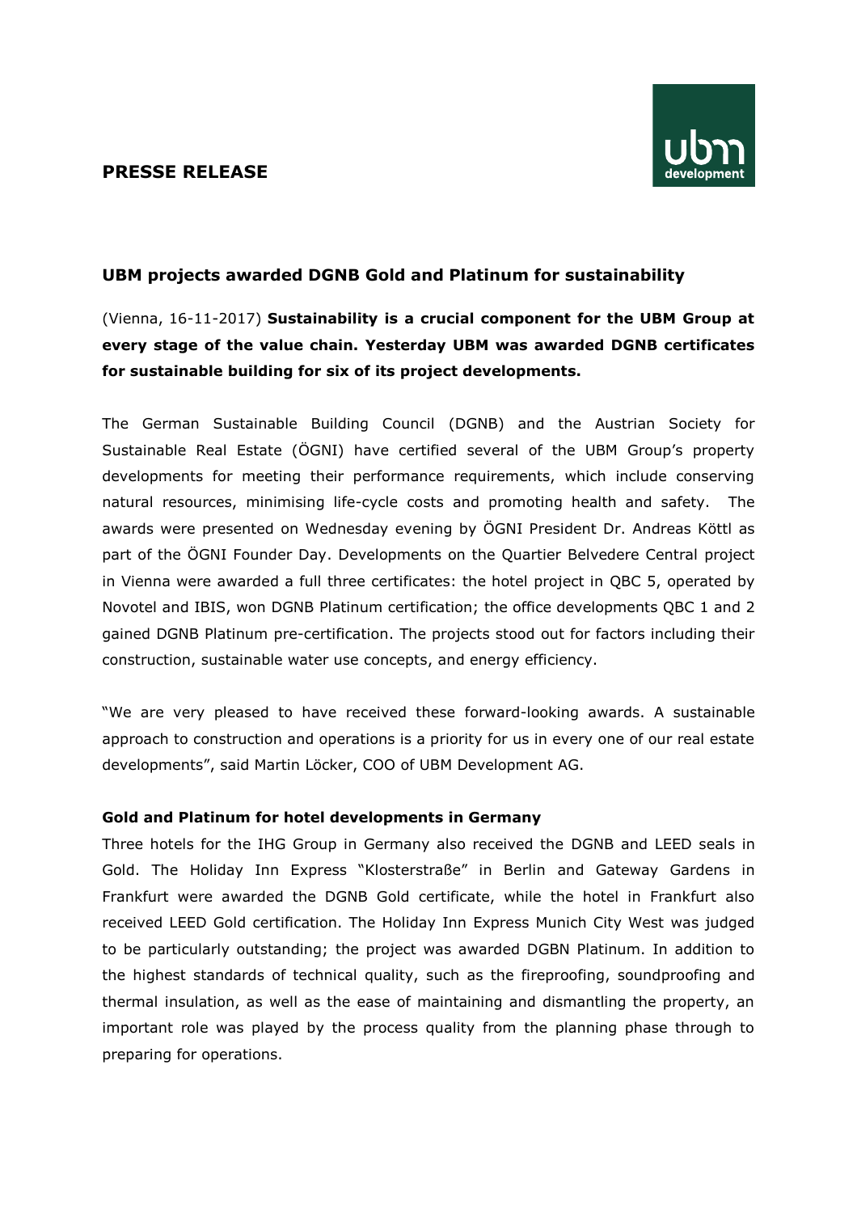**PRESSE RELEASE**

## UBM projects awarded DGNB Gold and Platinum for sustainability

(Vienna, 16-11-2017) **Sustainability is a crucial component for the UBM Group at every stage of the value chain. Yesterday UBM was awarded DGNB certificates for sustainable building for six of its project developments.**

The German Sustainable Building Council (DGNB) and the Austrian Society for Sustainable Real Estate (ÖGNI) have certified several of the UBM Group's property developments for meeting their performance requirements, which include conserving natural resources, minimising life-cycle costs and promoting health and safety. The awards were presented on Wednesday evening by ÖGNI President Dr. Andreas Köttl as part of the ÖGNI Founder Day. Developments on the Quartier Belvedere Central project in Vienna were awarded a full three certificates: the hotel project in QBC 5, operated by Novotel and IBIS, won DGNB Platinum certification; the office developments QBC 1 and 2 gained DGNB Platinum pre-certification. The projects stood out for factors including their construction, sustainable water use concepts, and energy efficiency.

"We are very pleased to have received these forward-looking awards. A sustainable approach to construction and operations is a priority for us in every one of our real estate developments", said Martin Löcker, COO of UBM Development AG.

### Gold and Platinum for hotel developments in Germany

Three hotels for the IHG Group in Germany also received the DGNB and LEED seals in Gold. The Holiday Inn Express "Klosterstraße" in Berlin and Gateway Gardens in Frankfurt were awarded the DGNB Gold certificate, while the hotel in Frankfurt also received LEED Gold certification. The Holiday Inn Express Munich City West was judged to be particularly outstanding; the project was awarded DGBN Platinum. In addition to the highest standards of technical quality, such as the fireproofing, soundproofing and thermal insulation, as well as the ease of maintaining and dismantling the property, an important role was played by the process quality from the planning phase through to preparing for operations.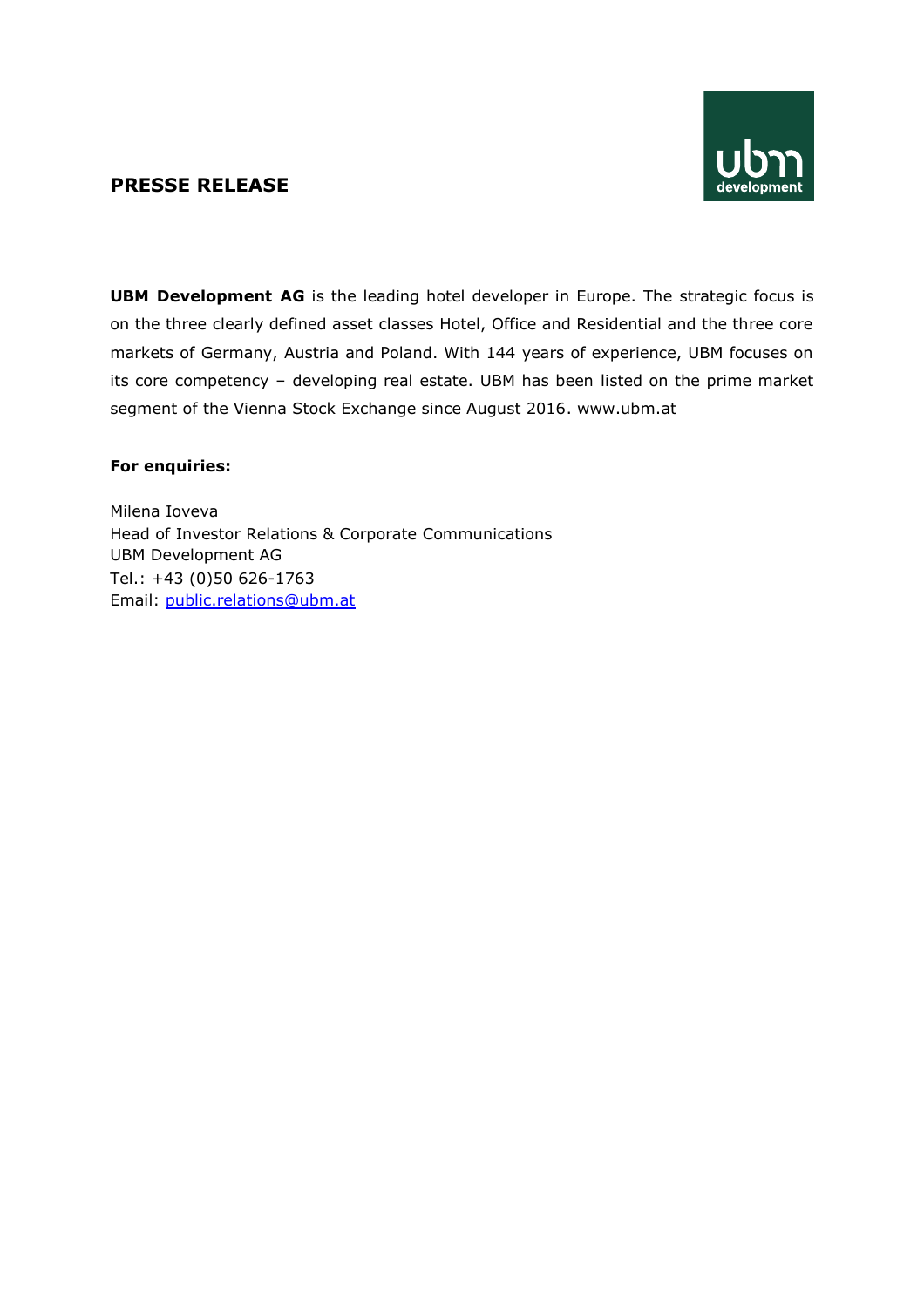## PRESSE RELEASE

**UBM Development AG** is the leading hotel developer in Europe. The strategic focus is on the three clearly defined asset classes Hotel, Office and Residential and the three core markets of Germany, Austria and Poland. With 144 years of experience, UBM focuses on its core competency – developing real estate. UBM has been listed on the prime market segment of the Vienna Stock Exchange since August 2016. www.ubm.at

**For enquiries:**

Milena Ioveva  
Head of Investor Relations & Corporate Communications  
UBM Development AG  
Tel.: +43 (0)50 626-1763  
Email: public.relations@ubm.at